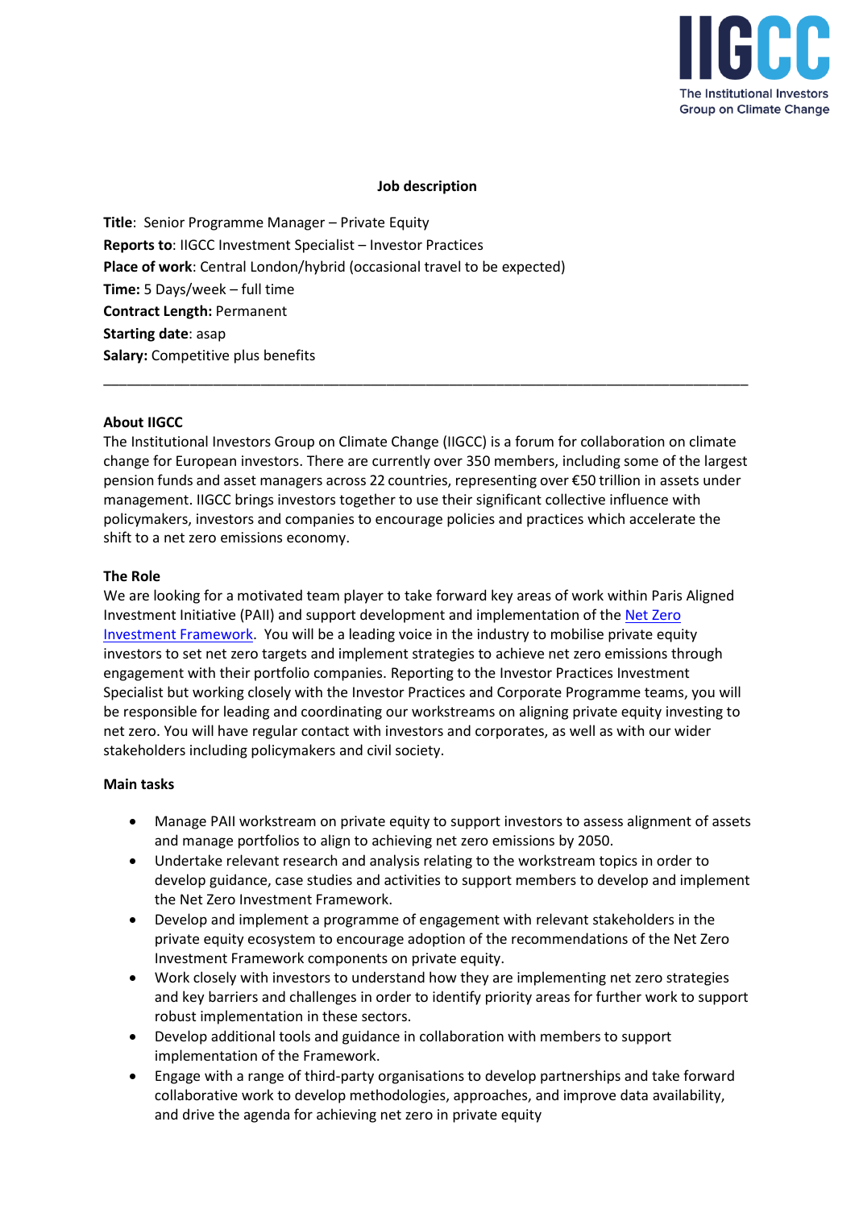IIGCC
The Institutional Investors Group on Climate Change

**Job description**

**Title**: Senior Programme Manager – Private Equity
**Reports to**: IIGCC Investment Specialist – Investor Practices
**Place of work**: Central London/hybrid (occasional travel to be expected)
**Time:** 5 Days/week – full time
**Contract Length:** Permanent
**Starting date**: asap
**Salary:** Competitive plus benefits

---

**About IIGCC**

The Institutional Investors Group on Climate Change (IIGCC) is a forum for collaboration on climate change for European investors. There are currently over 350 members, including some of the largest pension funds and asset managers across 22 countries, representing over €50 trillion in assets under management. IIGCC brings investors together to use their significant collective influence with policymakers, investors and companies to encourage policies and practices which accelerate the shift to a net zero emissions economy.

**The Role**

We are looking for a motivated team player to take forward key areas of work within Paris Aligned Investment Initiative (PAII) and support development and implementation of the Net Zero Investment Framework. You will be a leading voice in the industry to mobilise private equity investors to set net zero targets and implement strategies to achieve net zero emissions through engagement with their portfolio companies. Reporting to the Investor Practices Investment Specialist but working closely with the Investor Practices and Corporate Programme teams, you will be responsible for leading and coordinating our workstreams on aligning private equity investing to net zero. You will have regular contact with investors and corporates, as well as with our wider stakeholders including policymakers and civil society.

**Main tasks**

- Manage PAII workstream on private equity to support investors to assess alignment of assets and manage portfolios to align to achieving net zero emissions by 2050.
- Undertake relevant research and analysis relating to the workstream topics in order to develop guidance, case studies and activities to support members to develop and implement the Net Zero Investment Framework.
- Develop and implement a programme of engagement with relevant stakeholders in the private equity ecosystem to encourage adoption of the recommendations of the Net Zero Investment Framework components on private equity.
- Work closely with investors to understand how they are implementing net zero strategies and key barriers and challenges in order to identify priority areas for further work to support robust implementation in these sectors.
- Develop additional tools and guidance in collaboration with members to support implementation of the Framework.
- Engage with a range of third-party organisations to develop partnerships and take forward collaborative work to develop methodologies, approaches, and improve data availability, and drive the agenda for achieving net zero in private equity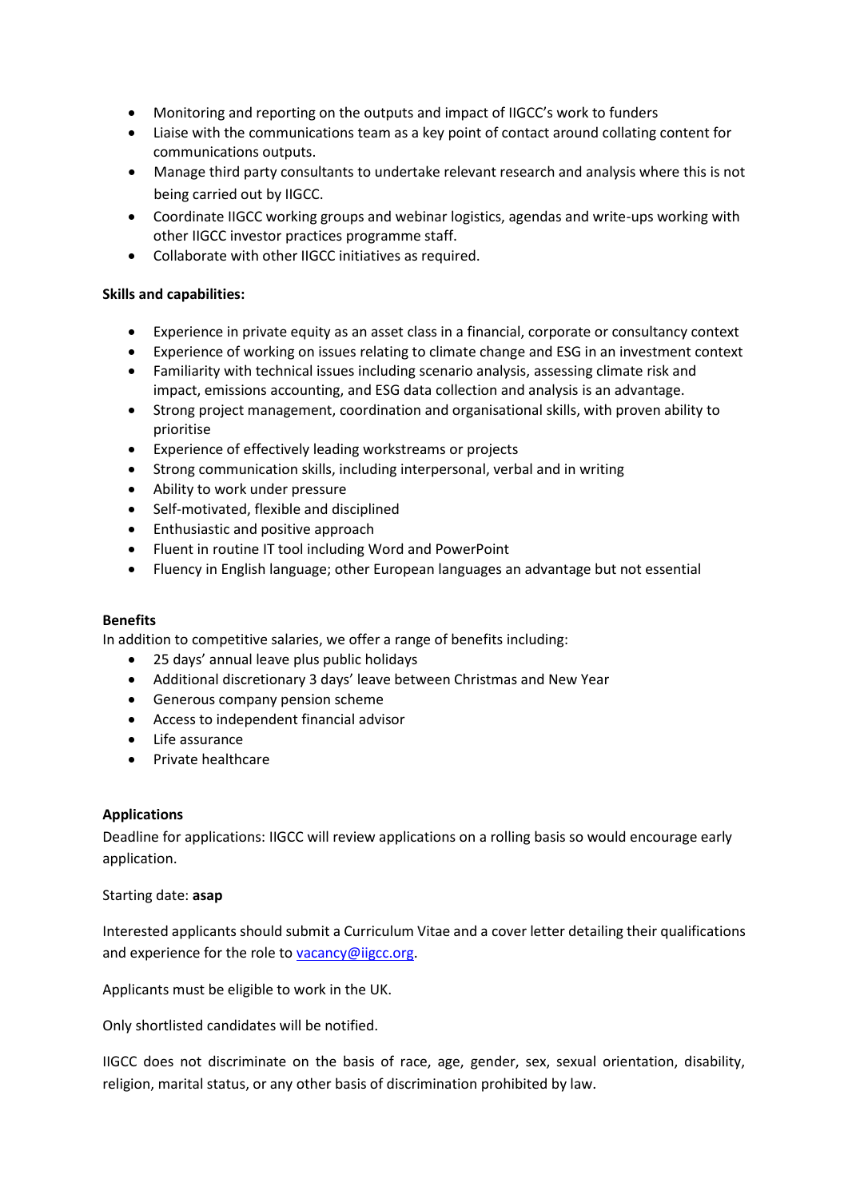- Monitoring and reporting on the outputs and impact of IIGCC's work to funders
- Liaise with the communications team as a key point of contact around collating content for communications outputs.
- Manage third party consultants to undertake relevant research and analysis where this is not being carried out by IIGCC.
- Coordinate IIGCC working groups and webinar logistics, agendas and write-ups working with other IIGCC investor practices programme staff.
- Collaborate with other IIGCC initiatives as required.

**Skills and capabilities:**

- Experience in private equity as an asset class in a financial, corporate or consultancy context
- Experience of working on issues relating to climate change and ESG in an investment context
- Familiarity with technical issues including scenario analysis, assessing climate risk and impact, emissions accounting, and ESG data collection and analysis is an advantage.
- Strong project management, coordination and organisational skills, with proven ability to prioritise
- Experience of effectively leading workstreams or projects
- Strong communication skills, including interpersonal, verbal and in writing
- Ability to work under pressure
- Self-motivated, flexible and disciplined
- Enthusiastic and positive approach
- Fluent in routine IT tool including Word and PowerPoint
- Fluency in English language; other European languages an advantage but not essential

**Benefits**

In addition to competitive salaries, we offer a range of benefits including:

- 25 days' annual leave plus public holidays
- Additional discretionary 3 days' leave between Christmas and New Year
- Generous company pension scheme
- Access to independent financial advisor
- Life assurance
- Private healthcare

**Applications**

Deadline for applications: IIGCC will review applications on a rolling basis so would encourage early application.

Starting date: **asap**

Interested applicants should submit a Curriculum Vitae and a cover letter detailing their qualifications and experience for the role to vacancy@iigcc.org.

Applicants must be eligible to work in the UK.

Only shortlisted candidates will be notified.

IIGCC does not discriminate on the basis of race, age, gender, sex, sexual orientation, disability, religion, marital status, or any other basis of discrimination prohibited by law.